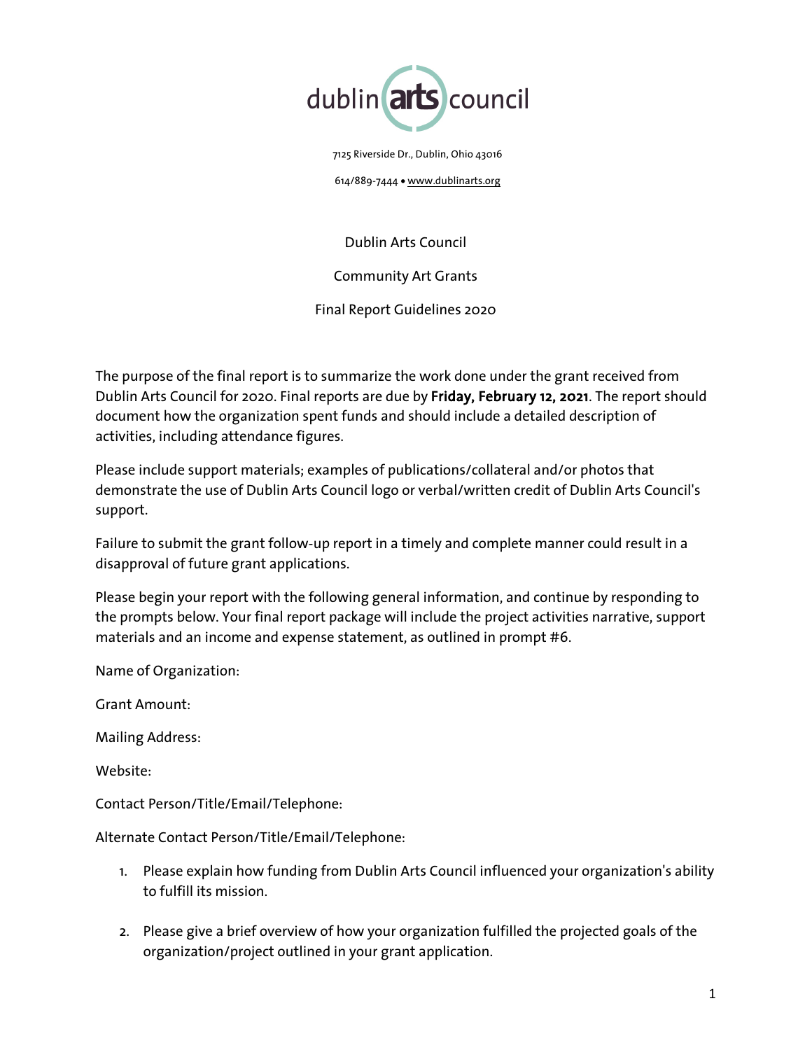dublin arts council

7125 Riverside Dr., Dublin, Ohio 43016

614/889-7444 • www.dublinarts.org

Dublin Arts Council

Community Art Grants

Final Report Guidelines 2020

The purpose of the final report is to summarize the work done under the grant received from Dublin Arts Council for 2020. Final reports are due by **Friday, February 12, 2021**. The report should document how the organization spent funds and should include a detailed description of activities, including attendance figures.

Please include support materials; examples of publications/collateral and/or photos that demonstrate the use of Dublin Arts Council logo or verbal/written credit of Dublin Arts Council's support.

Failure to submit the grant follow-up report in a timely and complete manner could result in a disapproval of future grant applications.

Please begin your report with the following general information, and continue by responding to the prompts below. Your final report package will include the project activities narrative, support materials and an income and expense statement, as outlined in prompt #6.

Name of Organization:

Grant Amount:

Mailing Address:

Website:

Contact Person/Title/Email/Telephone:

Alternate Contact Person/Title/Email/Telephone:

1. Please explain how funding from Dublin Arts Council influenced your organization's ability to fulfill its mission.

2. Please give a brief overview of how your organization fulfilled the projected goals of the organization/project outlined in your grant application.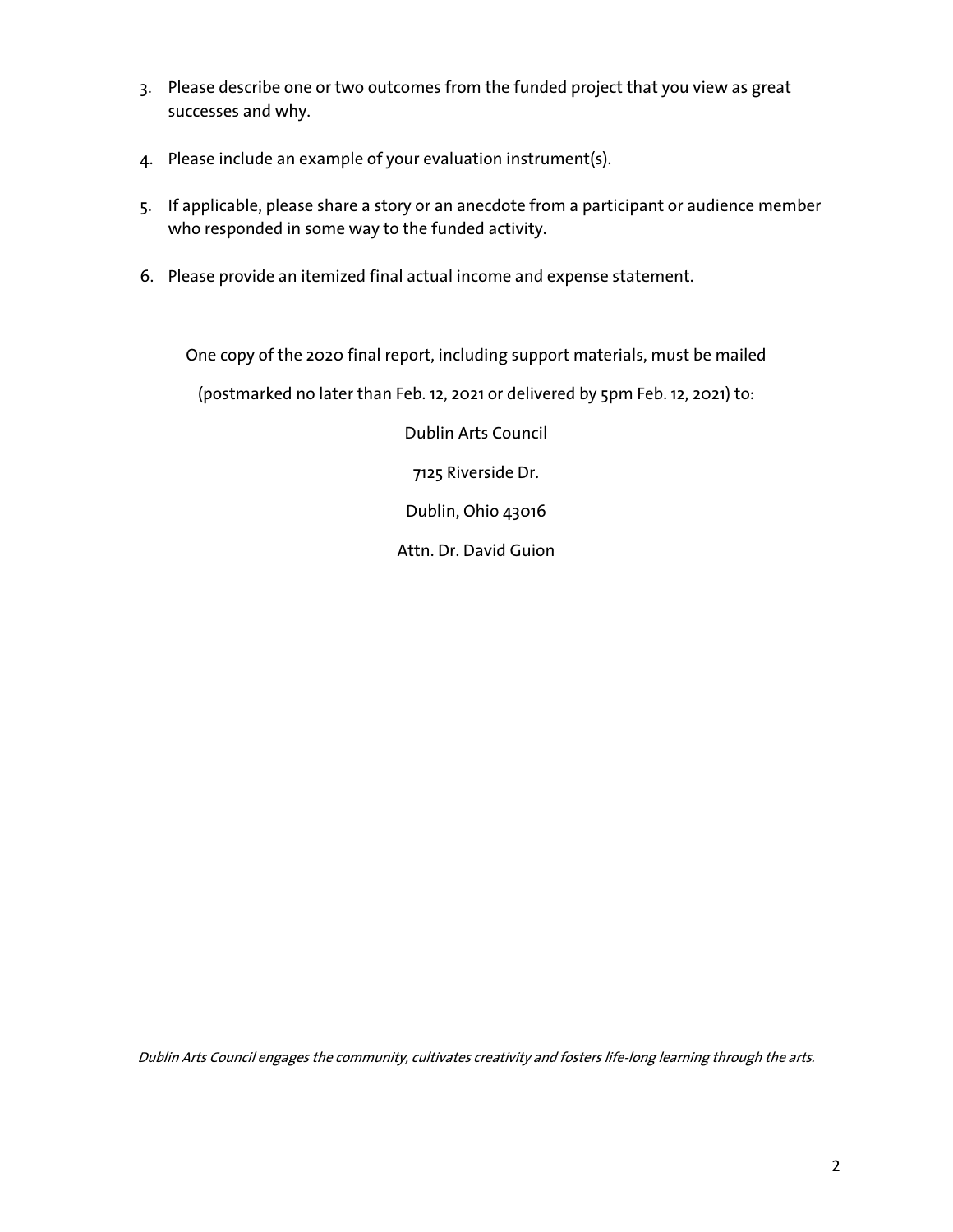3. Please describe one or two outcomes from the funded project that you view as great successes and why.

4. Please include an example of your evaluation instrument(s).

5. If applicable, please share a story or an anecdote from a participant or audience member who responded in some way to the funded activity.

6. Please provide an itemized final actual income and expense statement.

One copy of the 2020 final report, including support materials, must be mailed

(postmarked no later than Feb. 12, 2021 or delivered by 5pm Feb. 12, 2021) to:

Dublin Arts Council

7125 Riverside Dr.

Dublin, Ohio 43016

Attn. Dr. David Guion

*Dublin Arts Council engages the community, cultivates creativity and fosters life-long learning through the arts.*